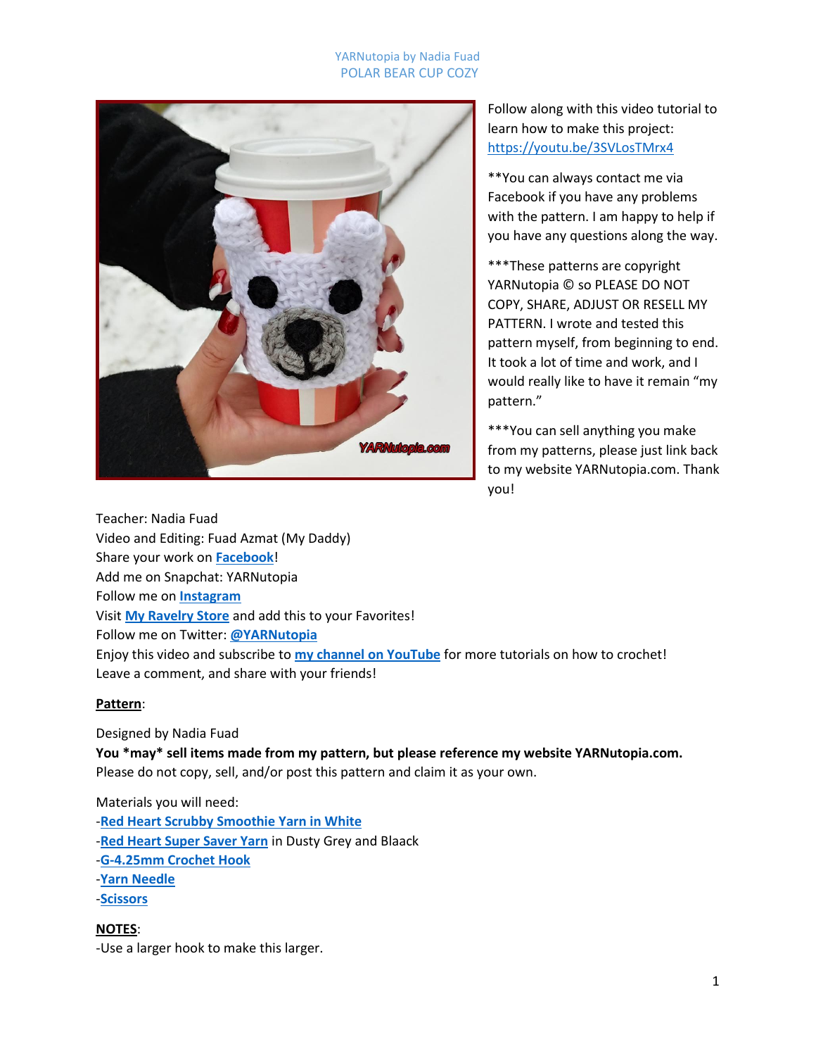YARNutopia by Nadia Fuad
POLAR BEAR CUP COZY

Follow along with this video tutorial to learn how to make this project: https://youtu.be/3SVLosTMrx4

**You can always contact me via Facebook if you have any problems with the pattern. I am happy to help if you have any questions along the way.

***These patterns are copyright YARNutopia © so PLEASE DO NOT COPY, SHARE, ADJUST OR RESELL MY PATTERN. I wrote and tested this pattern myself, from beginning to end. It took a lot of time and work, and I would really like to have it remain "my pattern."

***You can sell anything you make from my patterns, please just link back to my website YARNutopia.com. Thank you!

Teacher: Nadia Fuad
Video and Editing: Fuad Azmat (My Daddy)
Share your work on **Facebook**!
Add me on Snapchat: YARNutopia
Follow me on **Instagram**
Visit **My Ravelry Store** and add this to your Favorites!
Follow me on Twitter: **@YARNutopia**
Enjoy this video and subscribe to **my channel on YouTube** for more tutorials on how to crochet!
Leave a comment, and share with your friends!

**Pattern**:

Designed by Nadia Fuad
**You *may* sell items made from my pattern, but please reference my website YARNutopia.com.**
Please do not copy, sell, and/or post this pattern and claim it as your own.

Materials you will need:
-**Red Heart Scrubby Smoothie Yarn in White**
-**Red Heart Super Saver Yarn** in Dusty Grey and Blaack
-**G-4.25mm Crochet Hook**
-**Yarn Needle**
-**Scissors**

**NOTES**:
-Use a larger hook to make this larger.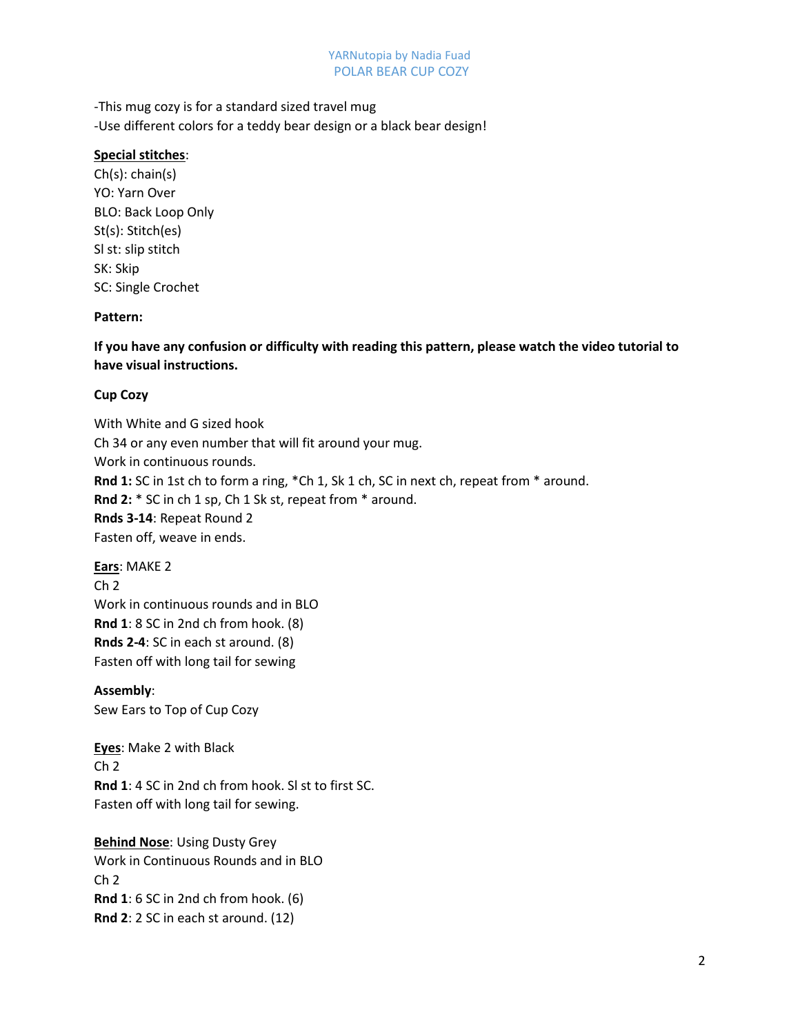-This mug cozy is for a standard sized travel mug
-Use different colors for a teddy bear design or a black bear design!

<u>**Special stitches**</u>:
Ch(s): chain(s)
YO: Yarn Over
BLO: Back Loop Only
St(s): Stitch(es)
Sl st: slip stitch
SK: Skip
SC: Single Crochet

**Pattern:**

**If you have any confusion or difficulty with reading this pattern, please watch the video tutorial to have visual instructions.**

**Cup Cozy**

With White and G sized hook
Ch 34 or any even number that will fit around your mug.
Work in continuous rounds.
**Rnd 1:** SC in 1st ch to form a ring, *Ch 1, Sk 1 ch, SC in next ch, repeat from * around.
**Rnd 2:** * SC in ch 1 sp, Ch 1 Sk st, repeat from * around.
**Rnds 3-14**: Repeat Round 2
Fasten off, weave in ends.

<u>**Ears**</u>: MAKE 2
Ch 2
Work in continuous rounds and in BLO
**Rnd 1**: 8 SC in 2nd ch from hook. (8)
**Rnds 2-4**: SC in each st around. (8)
Fasten off with long tail for sewing

**Assembly**:
Sew Ears to Top of Cup Cozy

<u>**Eyes**</u>: Make 2 with Black
Ch 2
**Rnd 1**: 4 SC in 2nd ch from hook. Sl st to first SC.
Fasten off with long tail for sewing.

<u>**Behind Nose**</u>: Using Dusty Grey
Work in Continuous Rounds and in BLO
Ch 2
**Rnd 1**: 6 SC in 2nd ch from hook. (6)
**Rnd 2**: 2 SC in each st around. (12)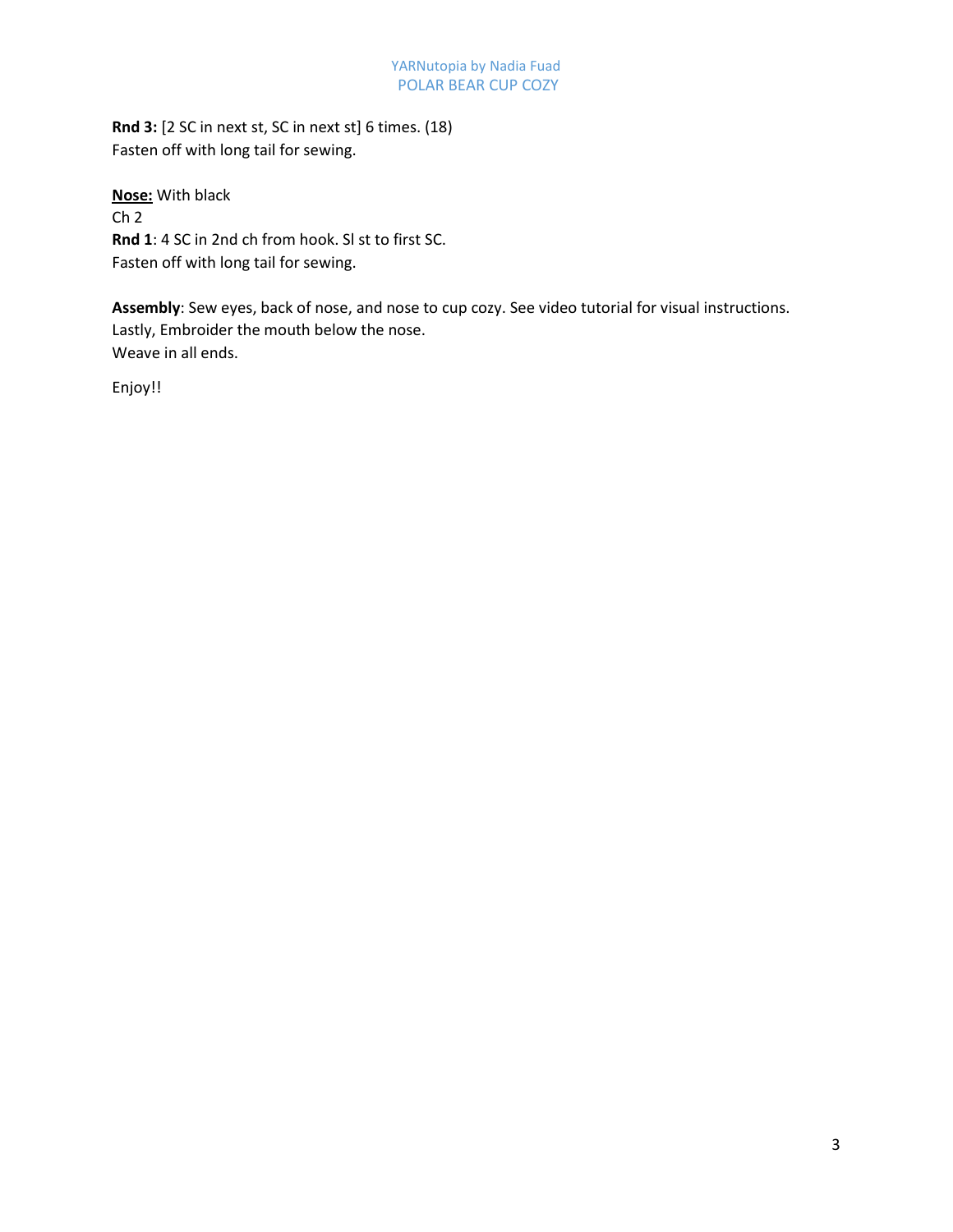**Rnd 3:** [2 SC in next st, SC in next st] 6 times. (18)
Fasten off with long tail for sewing.

**<u>Nose:</u>** With black
Ch 2
**Rnd 1**: 4 SC in 2nd ch from hook. Sl st to first SC.
Fasten off with long tail for sewing.

**Assembly**: Sew eyes, back of nose, and nose to cup cozy. See video tutorial for visual instructions.
Lastly, Embroider the mouth below the nose.
Weave in all ends.

Enjoy!!